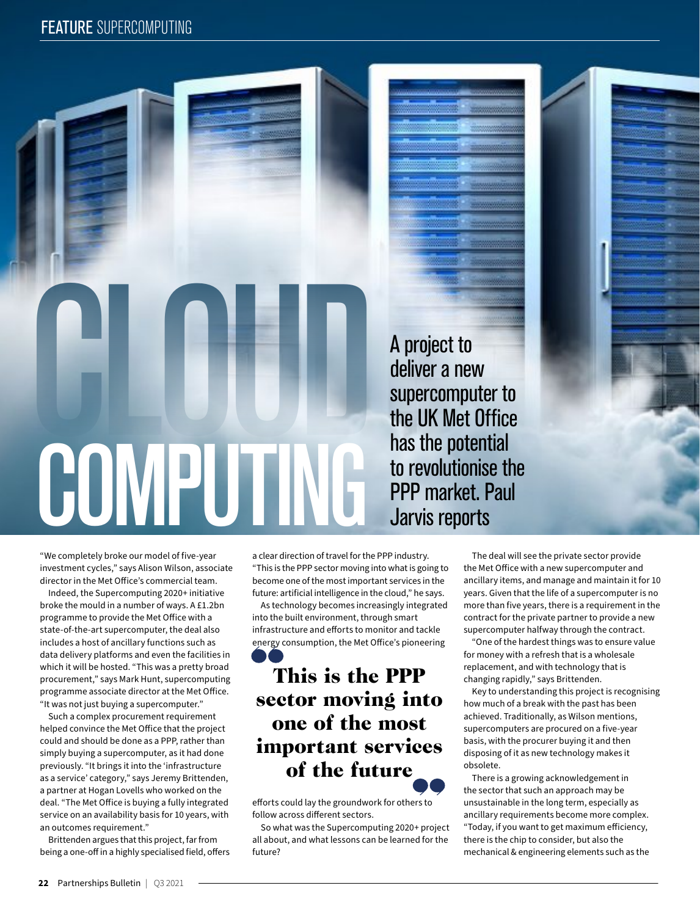# CLOUD COMPUTING

A project to deliver a new supercomputer to the UK Met Office has the potential to revolutionise the PPP market. Paul Jarvis reports

"We completely broke our model of five-year investment cycles," says Alison Wilson, associate director in the Met Office's commercial team.

Indeed, the Supercomputing 2020+ initiative broke the mould in a number of ways. A £1.2bn programme to provide the Met Office with a state-of-the-art supercomputer, the deal also includes a host of ancillary functions such as data delivery platforms and even the facilities in which it will be hosted. "This was a pretty broad procurement," says Mark Hunt, supercomputing programme associate director at the Met Office. "It was not just buying a supercomputer."

Such a complex procurement requirement helped convince the Met Office that the project could and should be done as a PPP, rather than simply buying a supercomputer, as it had done previously. "It brings it into the 'infrastructure as a service' category," says Jeremy Brittenden, a partner at Hogan Lovells who worked on the deal. "The Met Office is buying a fully integrated service on an availability basis for 10 years, with an outcomes requirement."

Brittenden argues that this project, far from being a one-off in a highly specialised field, offers a clear direction of travel for the PPP industry. "This is the PPP sector moving into what is going to become one of the most important services in the future: artificial intelligence in the cloud," he says.

As technology becomes increasingly integrated into the built environment, through smart infrastructure and efforts to monitor and tackle energy consumption, the Met Office's pioneering efforts could lay the groundwork for others to follow across different sectors.

> **This is the PPP sector moving into one of the most important services of the future**

So what was the Supercomputing 2020+ project all about, and what lessons can be learned for the future?

The deal will see the private sector provide the Met Office with a new supercomputer and ancillary items, and manage and maintain it for 10 years. Given that the life of a supercomputer is no more than five years, there is a requirement in the contract for the private partner to provide a new supercomputer halfway through the contract.

"One of the hardest things was to ensure value for money with a refresh that is a wholesale replacement, and with technology that is changing rapidly," says Brittenden.

Key to understanding this project is recognising how much of a break with the past has been achieved. Traditionally, as Wilson mentions, supercomputers are procured on a five-year basis, with the procurer buying it and then disposing of it as new technology makes it obsolete.

There is a growing acknowledgement in the sector that such an approach may be unsustainable in the long term, especially as ancillary requirements become more complex. "Today, if you want to get maximum efficiency, there is the chip to consider, but also the mechanical & engineering elements such as the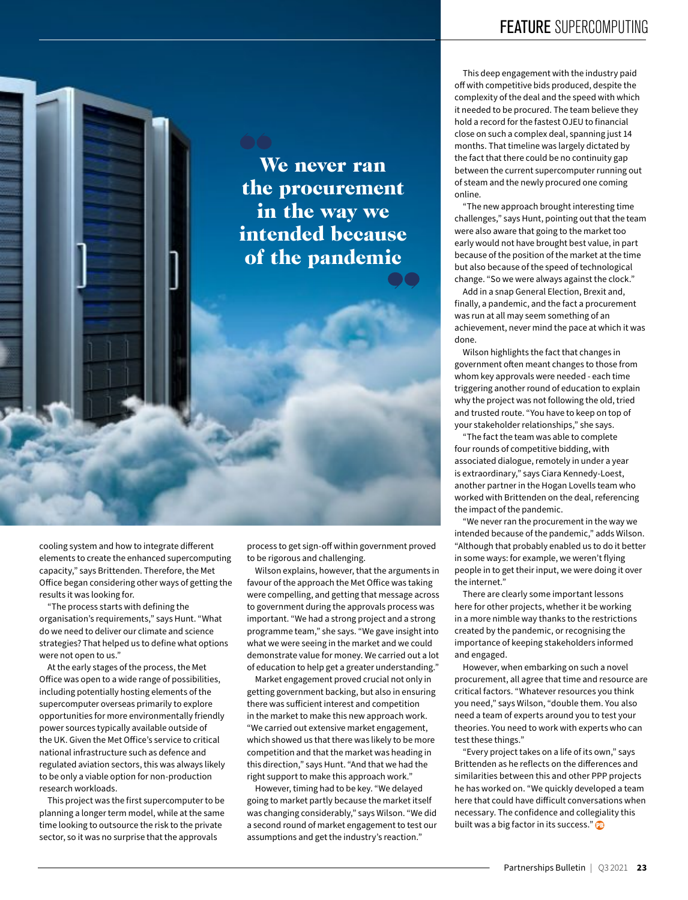> We never ran the procurement in the way we intended because of the pandemic

cooling system and how to integrate different elements to create the enhanced supercomputing capacity," says Brittenden. Therefore, the Met Office began considering other ways of getting the results it was looking for.

"The process starts with defining the organisation's requirements," says Hunt. "What do we need to deliver our climate and science strategies? That helped us to define what options were not open to us."

At the early stages of the process, the Met Office was open to a wide range of possibilities, including potentially hosting elements of the supercomputer overseas primarily to explore opportunities for more environmentally friendly power sources typically available outside of the UK. Given the Met Office's service to critical national infrastructure such as defence and regulated aviation sectors, this was always likely to be only a viable option for non-production research workloads.

This project was the first supercomputer to be planning a longer term model, while at the same time looking to outsource the risk to the private sector, so it was no surprise that the approvals process to get sign-off within government proved to be rigorous and challenging.

Wilson explains, however, that the arguments in favour of the approach the Met Office was taking were compelling, and getting that message across to government during the approvals process was important. "We had a strong project and a strong programme team," she says. "We gave insight into what we were seeing in the market and we could demonstrate value for money. We carried out a lot of education to help get a greater understanding."

Market engagement proved crucial not only in getting government backing, but also in ensuring there was sufficient interest and competition in the market to make this new approach work. "We carried out extensive market engagement, which showed us that there was likely to be more competition and that the market was heading in this direction," says Hunt. "And that we had the right support to make this approach work."

However, timing had to be key. "We delayed going to market partly because the market itself was changing considerably," says Wilson. "We did a second round of market engagement to test our assumptions and get the industry's reaction."

This deep engagement with the industry paid off with competitive bids produced, despite the complexity of the deal and the speed with which it needed to be procured. The team believe they hold a record for the fastest OJEU to financial close on such a complex deal, spanning just 14 months. That timeline was largely dictated by the fact that there could be no continuity gap between the current supercomputer running out of steam and the newly procured one coming online.

"The new approach brought interesting time challenges," says Hunt, pointing out that the team were also aware that going to the market too early would not have brought best value, in part because of the position of the market at the time but also because of the speed of technological change. "So we were always against the clock."

Add in a snap General Election, Brexit and, finally, a pandemic, and the fact a procurement was run at all may seem something of an achievement, never mind the pace at which it was done.

Wilson highlights the fact that changes in government often meant changes to those from whom key approvals were needed - each time triggering another round of education to explain why the project was not following the old, tried and trusted route. "You have to keep on top of your stakeholder relationships," she says.

"The fact the team was able to complete four rounds of competitive bidding, with associated dialogue, remotely in under a year is extraordinary," says Ciara Kennedy-Loest, another partner in the Hogan Lovells team who worked with Brittenden on the deal, referencing the impact of the pandemic.

"We never ran the procurement in the way we intended because of the pandemic," adds Wilson. "Although that probably enabled us to do it better in some ways: for example, we weren't flying people in to get their input, we were doing it over the internet."

There are clearly some important lessons here for other projects, whether it be working in a more nimble way thanks to the restrictions created by the pandemic, or recognising the importance of keeping stakeholders informed and engaged.

However, when embarking on such a novel procurement, all agree that time and resource are critical factors. "Whatever resources you think you need," says Wilson, "double them. You also need a team of experts around you to test your theories. You need to work with experts who can test these things."

"Every project takes on a life of its own," says Brittenden as he reflects on the differences and similarities between this and other PPP projects he has worked on. "We quickly developed a team here that could have difficult conversations when necessary. The confidence and collegiality this built was a big factor in its success."